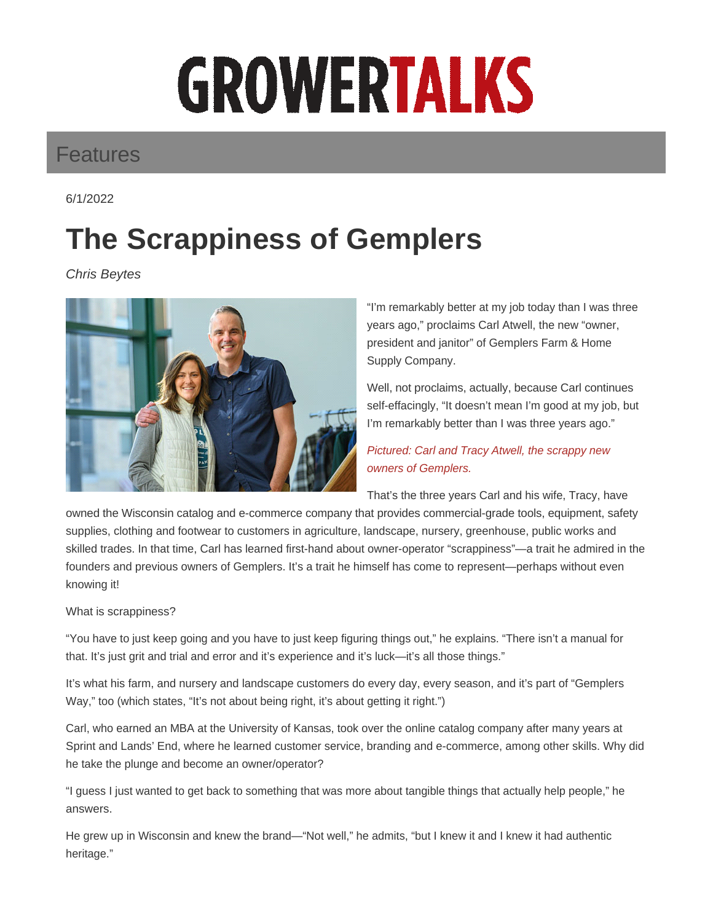GROWERTALKS

Features

6/1/2022

# The Scrappiness of Gemplers

*Chris Beytes*

"I'm remarkably better at my job today than I was three years ago," proclaims Carl Atwell, the new "owner, president and janitor" of Gemplers Farm & Home Supply Company.

Well, not proclaims, actually, because Carl continues self-effacingly, "It doesn't mean I'm good at my job, but I'm remarkably better than I was three years ago."

*Pictured: Carl and Tracy Atwell, the scrappy new owners of Gemplers.*

That's the three years Carl and his wife, Tracy, have owned the Wisconsin catalog and e-commerce company that provides commercial-grade tools, equipment, safety supplies, clothing and footwear to customers in agriculture, landscape, nursery, greenhouse, public works and skilled trades. In that time, Carl has learned first-hand about owner-operator "scrappiness"—a trait he admired in the founders and previous owners of Gemplers. It's a trait he himself has come to represent—perhaps without even knowing it!

What is scrappiness?

"You have to just keep going and you have to just keep figuring things out," he explains. "There isn't a manual for that. It's just grit and trial and error and it's experience and it's luck—it's all those things."

It's what his farm, and nursery and landscape customers do every day, every season, and it's part of "Gemplers Way," too (which states, "It's not about being right, it's about getting it right.")

Carl, who earned an MBA at the University of Kansas, took over the online catalog company after many years at Sprint and Lands' End, where he learned customer service, branding and e-commerce, among other skills. Why did he take the plunge and become an owner/operator?

"I guess I just wanted to get back to something that was more about tangible things that actually help people," he answers.

He grew up in Wisconsin and knew the brand—"Not well," he admits, "but I knew it and I knew it had authentic heritage."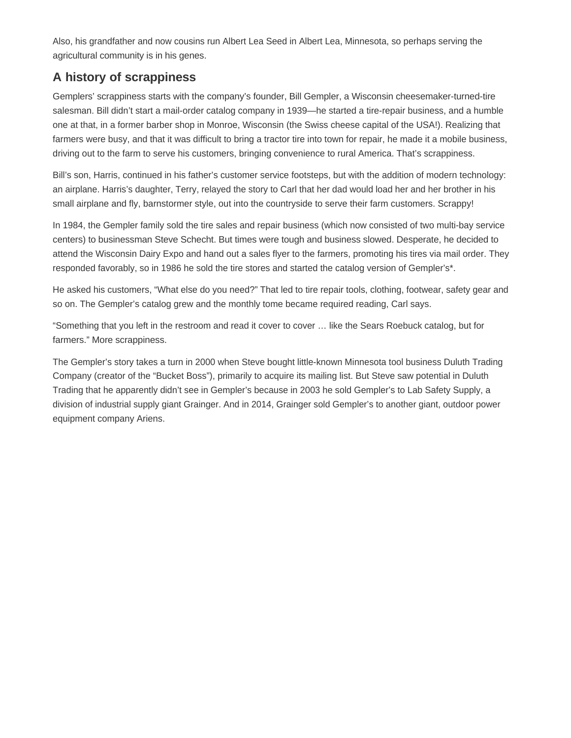Also, his grandfather and now cousins run Albert Lea Seed in Albert Lea, Minnesota, so perhaps serving the agricultural community is in his genes.

## A history of scrappiness

Gemplers' scrappiness starts with the company's founder, Bill Gempler, a Wisconsin cheesemaker-turned-tire salesman. Bill didn't start a mail-order catalog company in 1939—he started a tire-repair business, and a humble one at that, in a former barber shop in Monroe, Wisconsin (the Swiss cheese capital of the USA!). Realizing that farmers were busy, and that it was difficult to bring a tractor tire into town for repair, he made it a mobile business, driving out to the farm to serve his customers, bringing convenience to rural America. That's scrappiness.

Bill's son, Harris, continued in his father's customer service footsteps, but with the addition of modern technology: an airplane. Harris's daughter, Terry, relayed the story to Carl that her dad would load her and her brother in his small airplane and fly, barnstormer style, out into the countryside to serve their farm customers. Scrappy!

In 1984, the Gempler family sold the tire sales and repair business (which now consisted of two multi-bay service centers) to businessman Steve Schecht. But times were tough and business slowed. Desperate, he decided to attend the Wisconsin Dairy Expo and hand out a sales flyer to the farmers, promoting his tires via mail order. They responded favorably, so in 1986 he sold the tire stores and started the catalog version of Gempler's*.

He asked his customers, "What else do you need?" That led to tire repair tools, clothing, footwear, safety gear and so on. The Gempler's catalog grew and the monthly tome became required reading, Carl says.

"Something that you left in the restroom and read it cover to cover … like the Sears Roebuck catalog, but for farmers." More scrappiness.

The Gempler's story takes a turn in 2000 when Steve bought little-known Minnesota tool business Duluth Trading Company (creator of the "Bucket Boss"), primarily to acquire its mailing list. But Steve saw potential in Duluth Trading that he apparently didn't see in Gempler's because in 2003 he sold Gempler's to Lab Safety Supply, a division of industrial supply giant Grainger. And in 2014, Grainger sold Gempler's to another giant, outdoor power equipment company Ariens.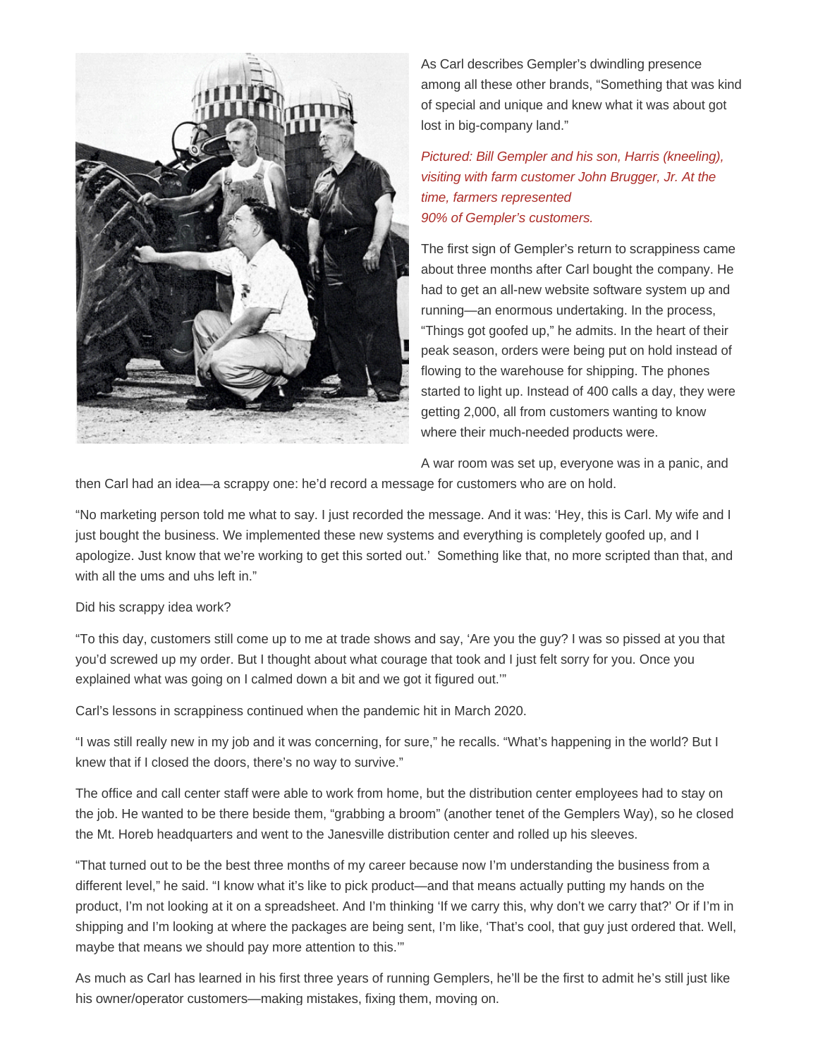As Carl describes Gempler's dwindling presence among all these other brands, "Something that was kind of special and unique and knew what it was about got lost in big-company land."

*Pictured: Bill Gempler and his son, Harris (kneeling), visiting with farm customer John Brugger, Jr. At the time, farmers represented 90% of Gempler's customers.*

The first sign of Gempler's return to scrappiness came about three months after Carl bought the company. He had to get an all-new website software system up and running—an enormous undertaking. In the process, "Things got goofed up," he admits. In the heart of their peak season, orders were being put on hold instead of flowing to the warehouse for shipping. The phones started to light up. Instead of 400 calls a day, they were getting 2,000, all from customers wanting to know where their much-needed products were.

A war room was set up, everyone was in a panic, and then Carl had an idea—a scrappy one: he'd record a message for customers who are on hold.

"No marketing person told me what to say. I just recorded the message. And it was: 'Hey, this is Carl. My wife and I just bought the business. We implemented these new systems and everything is completely goofed up, and I apologize. Just know that we're working to get this sorted out.' Something like that, no more scripted than that, and with all the ums and uhs left in."

Did his scrappy idea work?

"To this day, customers still come up to me at trade shows and say, 'Are you the guy? I was so pissed at you that you'd screwed up my order. But I thought about what courage that took and I just felt sorry for you. Once you explained what was going on I calmed down a bit and we got it figured out.'"

Carl's lessons in scrappiness continued when the pandemic hit in March 2020.

"I was still really new in my job and it was concerning, for sure," he recalls. "What's happening in the world? But I knew that if I closed the doors, there's no way to survive."

The office and call center staff were able to work from home, but the distribution center employees had to stay on the job. He wanted to be there beside them, "grabbing a broom" (another tenet of the Gemplers Way), so he closed the Mt. Horeb headquarters and went to the Janesville distribution center and rolled up his sleeves.

"That turned out to be the best three months of my career because now I'm understanding the business from a different level," he said. "I know what it's like to pick product—and that means actually putting my hands on the product, I'm not looking at it on a spreadsheet. And I'm thinking 'If we carry this, why don't we carry that?' Or if I'm in shipping and I'm looking at where the packages are being sent, I'm like, 'That's cool, that guy just ordered that. Well, maybe that means we should pay more attention to this.'"

As much as Carl has learned in his first three years of running Gemplers, he'll be the first to admit he's still just like his owner/operator customers—making mistakes, fixing them, moving on.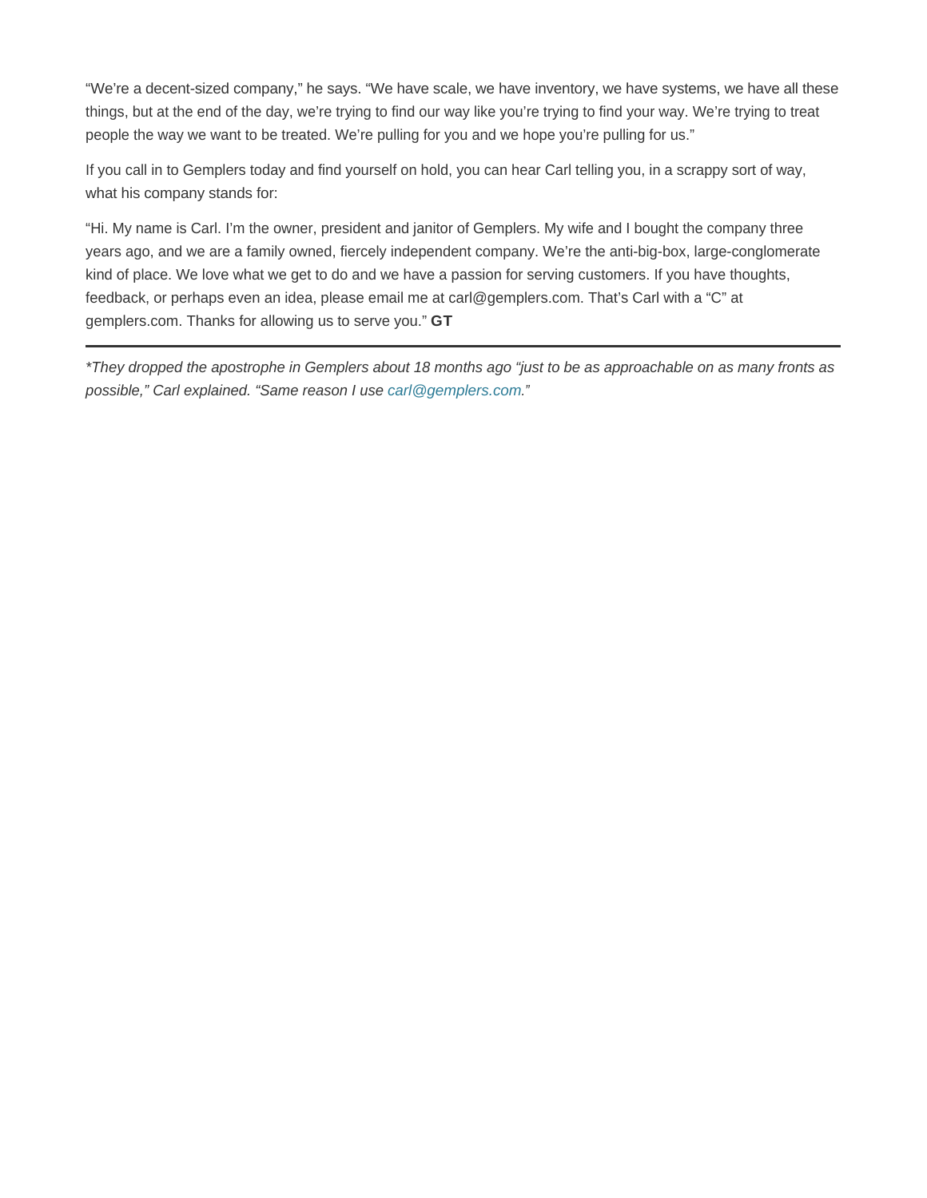“We’re a decent-sized company,” he says. “We have scale, we have inventory, we have systems, we have all these things, but at the end of the day, we’re trying to find our way like you’re trying to find your way. We’re trying to treat people the way we want to be treated. We’re pulling for you and we hope you’re pulling for us.”

If you call in to Gemplers today and find yourself on hold, you can hear Carl telling you, in a scrappy sort of way, what his company stands for:

“Hi. My name is Carl. I’m the owner, president and janitor of Gemplers. My wife and I bought the company three years ago, and we are a family owned, fiercely independent company. We’re the anti-big-box, large-conglomerate kind of place. We love what we get to do and we have a passion for serving customers. If you have thoughts, feedback, or perhaps even an idea, please email me at carl@gemplers.com. That’s Carl with a “C” at gemplers.com. Thanks for allowing us to serve you.” **GT**

---

*\*They dropped the apostrophe in Gemplers about 18 months ago “just to be as approachable on as many fronts as possible,” Carl explained. “Same reason I use carl@gemplers.com.”*